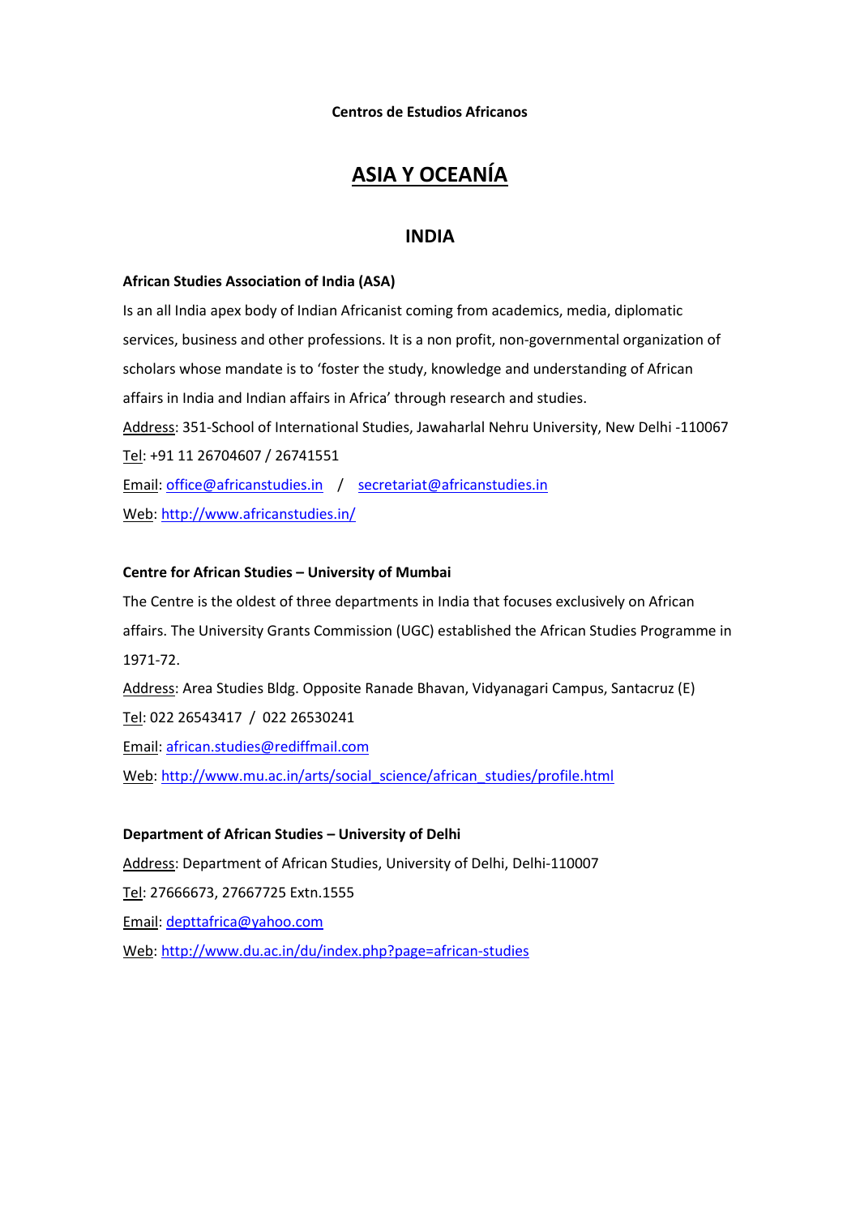**Centros de Estudios Africanos**

# ASIA Y OCEANÍA

## INDIA

**African Studies Association of India (ASA)**

Is an all India apex body of Indian Africanist coming from academics, media, diplomatic services, business and other professions. It is a non profit, non-governmental organization of scholars whose mandate is to 'foster the study, knowledge and understanding of African affairs in India and Indian affairs in Africa' through research and studies.

Address: 351-School of International Studies, Jawaharlal Nehru University, New Delhi -110067

Tel: +91 11 26704607 / 26741551

Email: office@africanstudies.in / secretariat@africanstudies.in

Web: http://www.africanstudies.in/

**Centre for African Studies – University of Mumbai**

The Centre is the oldest of three departments in India that focuses exclusively on African affairs. The University Grants Commission (UGC) established the African Studies Programme in 1971-72.

Address: Area Studies Bldg. Opposite Ranade Bhavan, Vidyanagari Campus, Santacruz (E)

Tel: 022 26543417 / 022 26530241

Email: african.studies@rediffmail.com

Web: http://www.mu.ac.in/arts/social_science/african_studies/profile.html

**Department of African Studies – University of Delhi**

Address: Department of African Studies, University of Delhi, Delhi-110007

Tel: 27666673, 27667725 Extn.1555

Email: depttafrica@yahoo.com

Web: http://www.du.ac.in/du/index.php?page=african-studies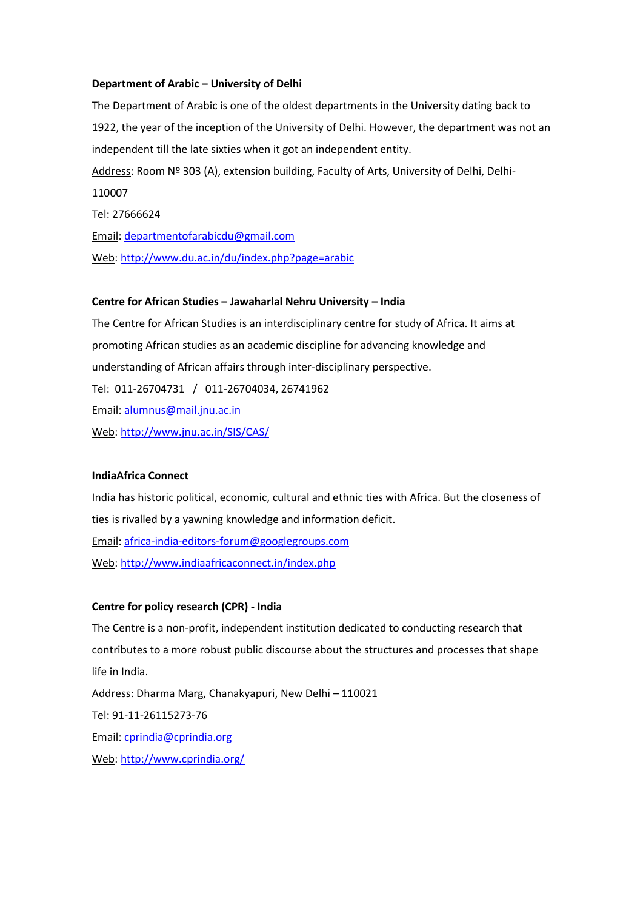**Department of Arabic – University of Delhi**

The Department of Arabic is one of the oldest departments in the University dating back to 1922, the year of the inception of the University of Delhi. However, the department was not an independent till the late sixties when it got an independent entity.

Address: Room Nº 303 (A), extension building, Faculty of Arts, University of Delhi, Delhi-110007

Tel: 27666624

Email: departmentofarabicdu@gmail.com

Web: http://www.du.ac.in/du/index.php?page=arabic

**Centre for African Studies – Jawaharlal Nehru University – India**

The Centre for African Studies is an interdisciplinary centre for study of Africa. It aims at promoting African studies as an academic discipline for advancing knowledge and understanding of African affairs through inter-disciplinary perspective.

Tel: 011-26704731 / 011-26704034, 26741962

Email: alumnus@mail.jnu.ac.in

Web: http://www.jnu.ac.in/SIS/CAS/

**IndiaAfrica Connect**

India has historic political, economic, cultural and ethnic ties with Africa. But the closeness of ties is rivalled by a yawning knowledge and information deficit.

Email: africa-india-editors-forum@googlegroups.com

Web: http://www.indiaafricaconnect.in/index.php

**Centre for policy research (CPR) - India**

The Centre is a non-profit, independent institution dedicated to conducting research that contributes to a more robust public discourse about the structures and processes that shape life in India.

Address: Dharma Marg, Chanakyapuri, New Delhi – 110021

Tel: 91-11-26115273-76

Email: cprindia@cprindia.org

Web: http://www.cprindia.org/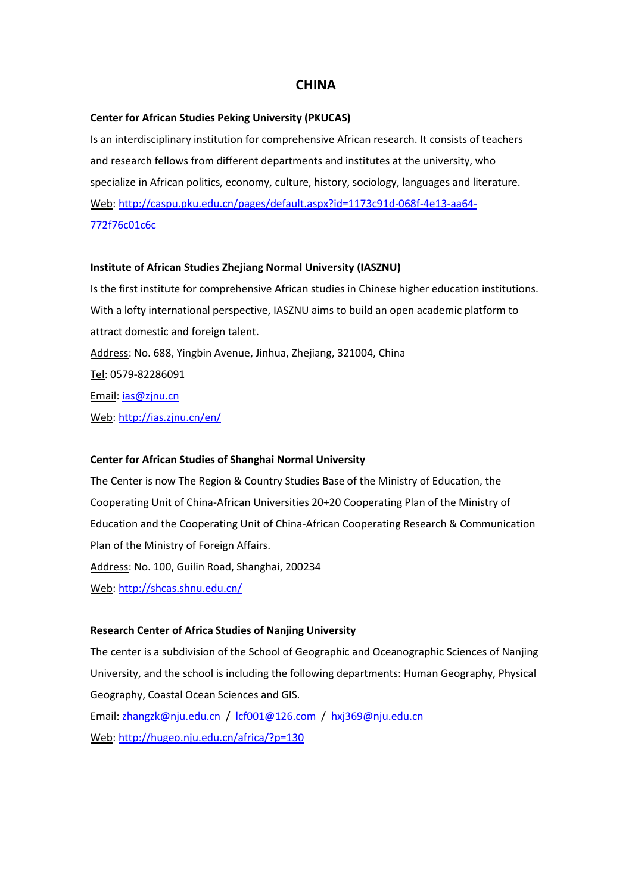# CHINA

**Center for African Studies Peking University (PKUCAS)**

Is an interdisciplinary institution for comprehensive African research. It consists of teachers and research fellows from different departments and institutes at the university, who specialize in African politics, economy, culture, history, sociology, languages and literature.

Web: http://caspu.pku.edu.cn/pages/default.aspx?id=1173c91d-068f-4e13-aa64-772f76c01c6c

**Institute of African Studies Zhejiang Normal University (IASZNU)**

Is the first institute for comprehensive African studies in Chinese higher education institutions. With a lofty international perspective, IASZNU aims to build an open academic platform to attract domestic and foreign talent.

Address: No. 688, Yingbin Avenue, Jinhua, Zhejiang, 321004, China

Tel: 0579-82286091

Email: ias@zjnu.cn

Web: http://ias.zjnu.cn/en/

**Center for African Studies of Shanghai Normal University**

The Center is now The Region & Country Studies Base of the Ministry of Education, the Cooperating Unit of China-African Universities 20+20 Cooperating Plan of the Ministry of Education and the Cooperating Unit of China-African Cooperating Research & Communication Plan of the Ministry of Foreign Affairs.

Address: No. 100, Guilin Road, Shanghai, 200234

Web: http://shcas.shnu.edu.cn/

**Research Center of Africa Studies of Nanjing University**

The center is a subdivision of the School of Geographic and Oceanographic Sciences of Nanjing University, and the school is including the following departments: Human Geography, Physical Geography, Coastal Ocean Sciences and GIS.

Email: zhangzk@nju.edu.cn / lcf001@126.com / hxj369@nju.edu.cn

Web: http://hugeo.nju.edu.cn/africa/?p=130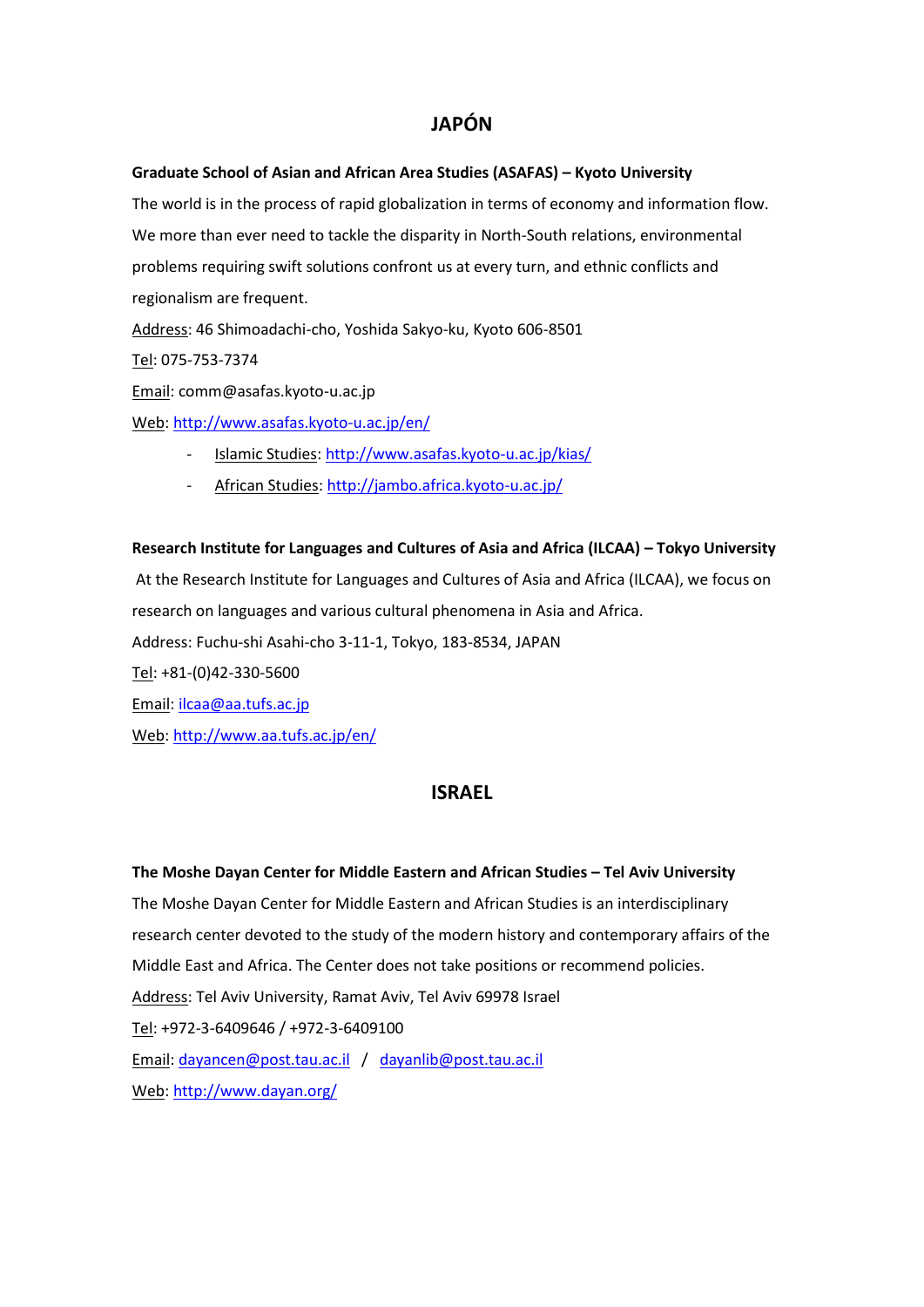## JAPÓN

**Graduate School of Asian and African Area Studies (ASAFAS) – Kyoto University**

The world is in the process of rapid globalization in terms of economy and information flow. We more than ever need to tackle the disparity in North-South relations, environmental problems requiring swift solutions confront us at every turn, and ethnic conflicts and regionalism are frequent.

Address: 46 Shimoadachi-cho, Yoshida Sakyo-ku, Kyoto 606-8501

Tel: 075-753-7374

Email: comm@asafas.kyoto-u.ac.jp

Web: http://www.asafas.kyoto-u.ac.jp/en/

- Islamic Studies: http://www.asafas.kyoto-u.ac.jp/kias/
- African Studies: http://jambo.africa.kyoto-u.ac.jp/

**Research Institute for Languages and Cultures of Asia and Africa (ILCAA) – Tokyo University**

At the Research Institute for Languages and Cultures of Asia and Africa (ILCAA), we focus on research on languages and various cultural phenomena in Asia and Africa.

Address: Fuchu-shi Asahi-cho 3-11-1, Tokyo, 183-8534, JAPAN

Tel: +81-(0)42-330-5600

Email: ilcaa@aa.tufs.ac.jp

Web: http://www.aa.tufs.ac.jp/en/

## ISRAEL

**The Moshe Dayan Center for Middle Eastern and African Studies – Tel Aviv University**

The Moshe Dayan Center for Middle Eastern and African Studies is an interdisciplinary research center devoted to the study of the modern history and contemporary affairs of the Middle East and Africa. The Center does not take positions or recommend policies.

Address: Tel Aviv University, Ramat Aviv, Tel Aviv 69978 Israel

Tel: +972-3-6409646 / +972-3-6409100

Email: dayancen@post.tau.ac.il / dayanlib@post.tau.ac.il

Web: http://www.dayan.org/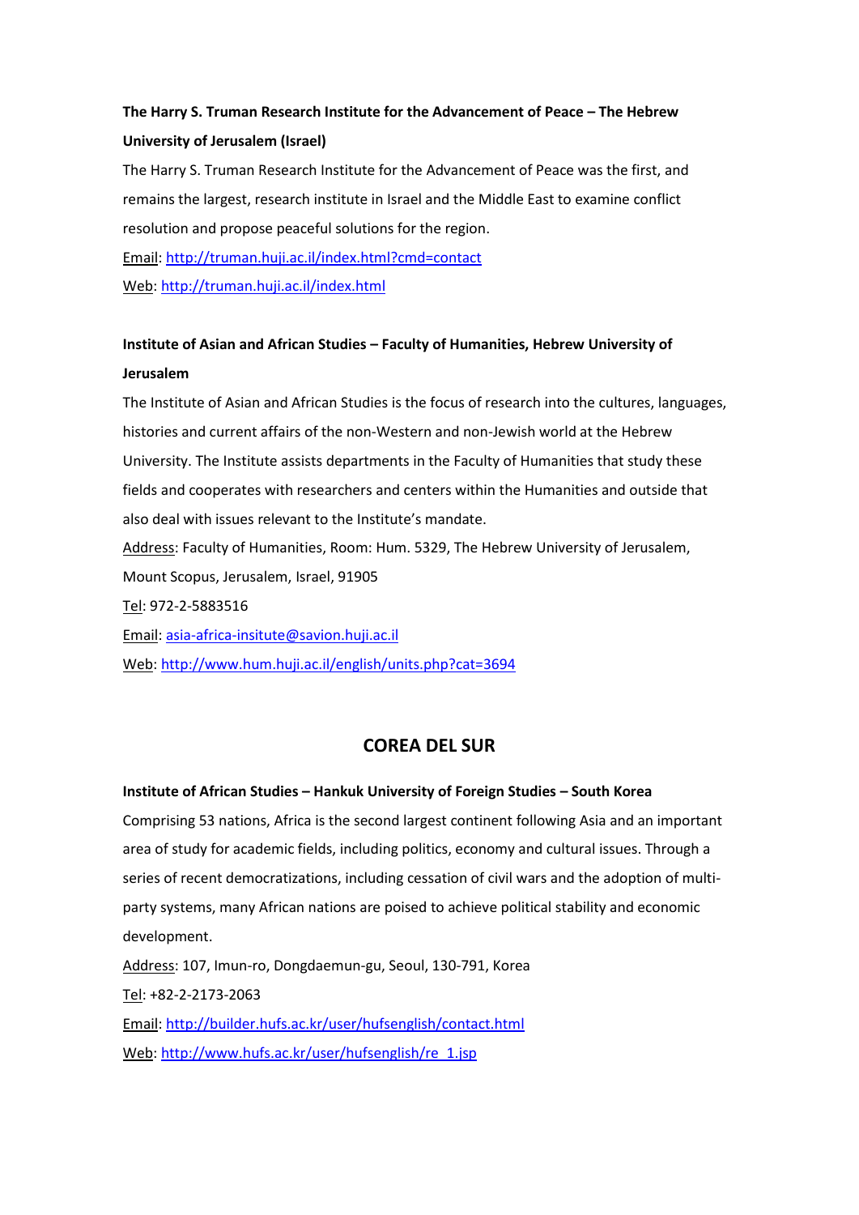**The Harry S. Truman Research Institute for the Advancement of Peace – The Hebrew University of Jerusalem (Israel)**

The Harry S. Truman Research Institute for the Advancement of Peace was the first, and remains the largest, research institute in Israel and the Middle East to examine conflict resolution and propose peaceful solutions for the region.

Email: http://truman.huji.ac.il/index.html?cmd=contact

Web: http://truman.huji.ac.il/index.html

**Institute of Asian and African Studies – Faculty of Humanities, Hebrew University of Jerusalem**

The Institute of Asian and African Studies is the focus of research into the cultures, languages, histories and current affairs of the non-Western and non-Jewish world at the Hebrew University. The Institute assists departments in the Faculty of Humanities that study these fields and cooperates with researchers and centers within the Humanities and outside that also deal with issues relevant to the Institute's mandate.

Address: Faculty of Humanities, Room: Hum. 5329, The Hebrew University of Jerusalem, Mount Scopus, Jerusalem, Israel, 91905

Tel: 972-2-5883516

Email: asia-africa-insitute@savion.huji.ac.il

Web: http://www.hum.huji.ac.il/english/units.php?cat=3694

## COREA DEL SUR

**Institute of African Studies – Hankuk University of Foreign Studies – South Korea**

Comprising 53 nations, Africa is the second largest continent following Asia and an important area of study for academic fields, including politics, economy and cultural issues. Through a series of recent democratizations, including cessation of civil wars and the adoption of multi-party systems, many African nations are poised to achieve political stability and economic development.

Address: 107, Imun-ro, Dongdaemun-gu, Seoul, 130-791, Korea

Tel: +82-2-2173-2063

Email: http://builder.hufs.ac.kr/user/hufsenglish/contact.html

Web: http://www.hufs.ac.kr/user/hufsenglish/re_1.jsp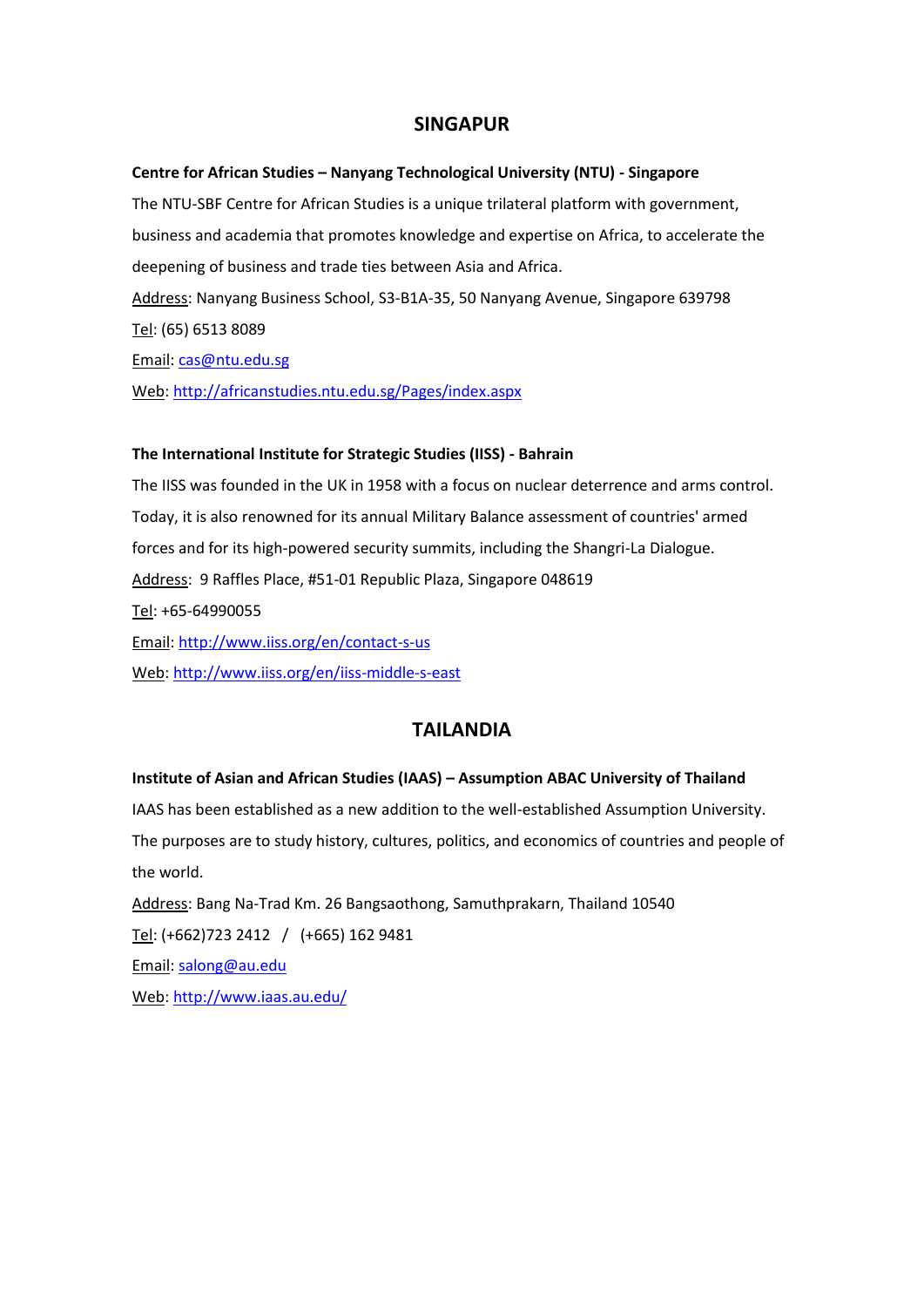## SINGAPUR

**Centre for African Studies – Nanyang Technological University (NTU) - Singapore**

The NTU-SBF Centre for African Studies is a unique trilateral platform with government, business and academia that promotes knowledge and expertise on Africa, to accelerate the deepening of business and trade ties between Asia and Africa.

Address: Nanyang Business School, S3-B1A-35, 50 Nanyang Avenue, Singapore 639798

Tel: (65) 6513 8089

Email: cas@ntu.edu.sg

Web: http://africanstudies.ntu.edu.sg/Pages/index.aspx

**The International Institute for Strategic Studies (IISS) - Bahrain**

The IISS was founded in the UK in 1958 with a focus on nuclear deterrence and arms control. Today, it is also renowned for its annual Military Balance assessment of countries' armed forces and for its high-powered security summits, including the Shangri-La Dialogue.

Address: 9 Raffles Place, #51-01 Republic Plaza, Singapore 048619

Tel: +65-64990055

Email: http://www.iiss.org/en/contact-s-us

Web: http://www.iiss.org/en/iiss-middle-s-east

## TAILANDIA

**Institute of Asian and African Studies (IAAS) – Assumption ABAC University of Thailand**

IAAS has been established as a new addition to the well-established Assumption University. The purposes are to study history, cultures, politics, and economics of countries and people of the world.

Address: Bang Na-Trad Km. 26 Bangsaothong, Samuthprakarn, Thailand 10540

Tel: (+662)723 2412 / (+665) 162 9481

Email: salong@au.edu

Web: http://www.iaas.au.edu/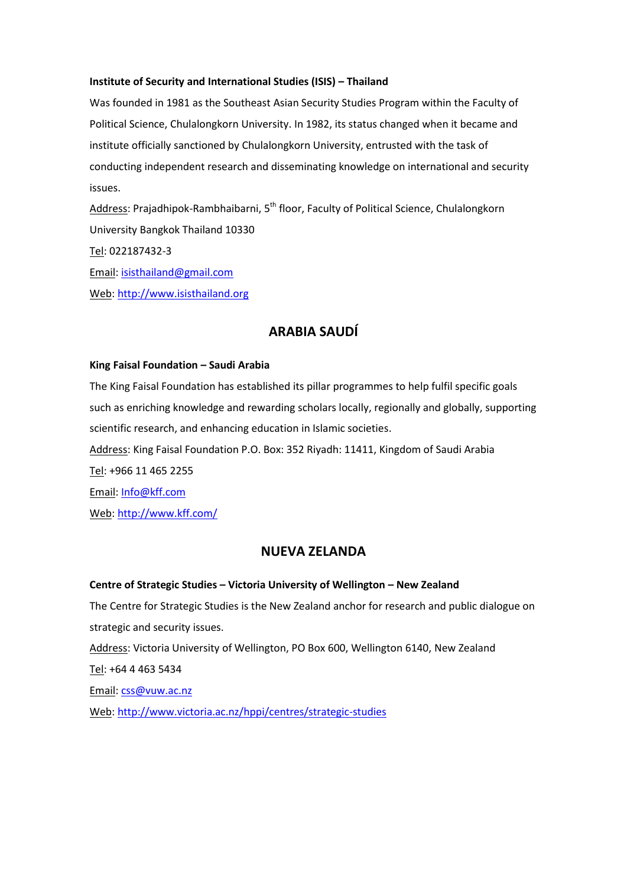**Institute of Security and International Studies (ISIS) – Thailand**

Was founded in 1981 as the Southeast Asian Security Studies Program within the Faculty of Political Science, Chulalongkorn University. In 1982, its status changed when it became and institute officially sanctioned by Chulalongkorn University, entrusted with the task of conducting independent research and disseminating knowledge on international and security issues.

Address: Prajadhipok-Rambhaibarni, 5th floor, Faculty of Political Science, Chulalongkorn University Bangkok Thailand 10330

Tel: 022187432-3

Email: isisthailand@gmail.com

Web: http://www.isisthailand.org

## ARABIA SAUDÍ

**King Faisal Foundation – Saudi Arabia**

The King Faisal Foundation has established its pillar programmes to help fulfil specific goals such as enriching knowledge and rewarding scholars locally, regionally and globally, supporting scientific research, and enhancing education in Islamic societies.

Address: King Faisal Foundation P.O. Box: 352 Riyadh: 11411, Kingdom of Saudi Arabia

Tel: +966 11 465 2255

Email: Info@kff.com

Web: http://www.kff.com/

## NUEVA ZELANDA

**Centre of Strategic Studies – Victoria University of Wellington – New Zealand**

The Centre for Strategic Studies is the New Zealand anchor for research and public dialogue on strategic and security issues.

Address: Victoria University of Wellington, PO Box 600, Wellington 6140, New Zealand

Tel: +64 4 463 5434

Email: css@vuw.ac.nz

Web: http://www.victoria.ac.nz/hppi/centres/strategic-studies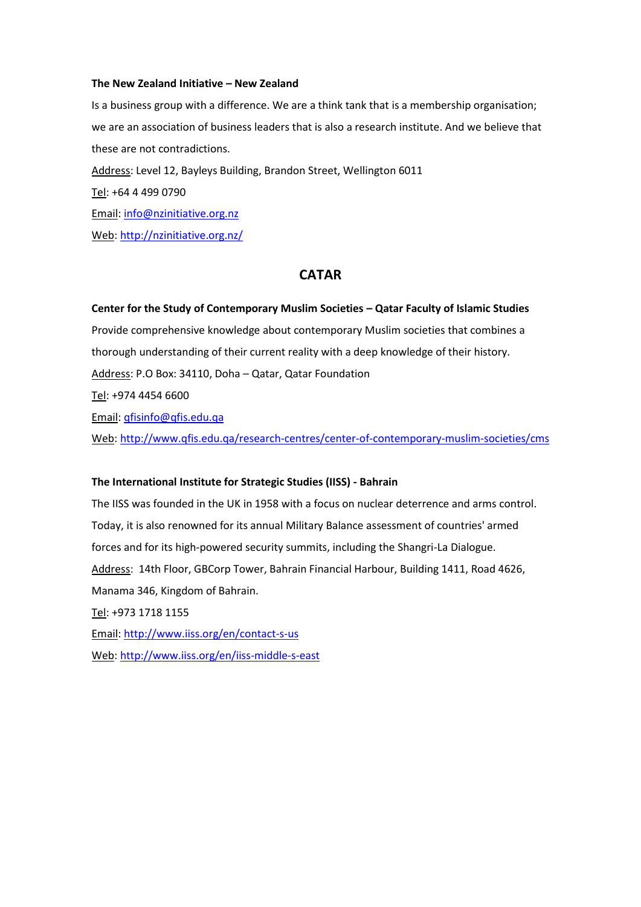**The New Zealand Initiative – New Zealand**

Is a business group with a difference. We are a think tank that is a membership organisation; we are an association of business leaders that is also a research institute. And we believe that these are not contradictions.

Address: Level 12, Bayleys Building, Brandon Street, Wellington 6011

Tel: +64 4 499 0790

Email: info@nzinitiative.org.nz

Web: http://nzinitiative.org.nz/

## CATAR

**Center for the Study of Contemporary Muslim Societies – Qatar Faculty of Islamic Studies**

Provide comprehensive knowledge about contemporary Muslim societies that combines a thorough understanding of their current reality with a deep knowledge of their history.

Address: P.O Box: 34110, Doha – Qatar, Qatar Foundation

Tel: +974 4454 6600

Email: qfisinfo@qfis.edu.qa

Web: http://www.qfis.edu.qa/research-centres/center-of-contemporary-muslim-societies/cms

**The International Institute for Strategic Studies (IISS) - Bahrain**

The IISS was founded in the UK in 1958 with a focus on nuclear deterrence and arms control. Today, it is also renowned for its annual Military Balance assessment of countries' armed forces and for its high-powered security summits, including the Shangri-La Dialogue.

Address: 14th Floor, GBCorp Tower, Bahrain Financial Harbour, Building 1411, Road 4626, Manama 346, Kingdom of Bahrain.

Tel: +973 1718 1155

Email: http://www.iiss.org/en/contact-s-us

Web: http://www.iiss.org/en/iiss-middle-s-east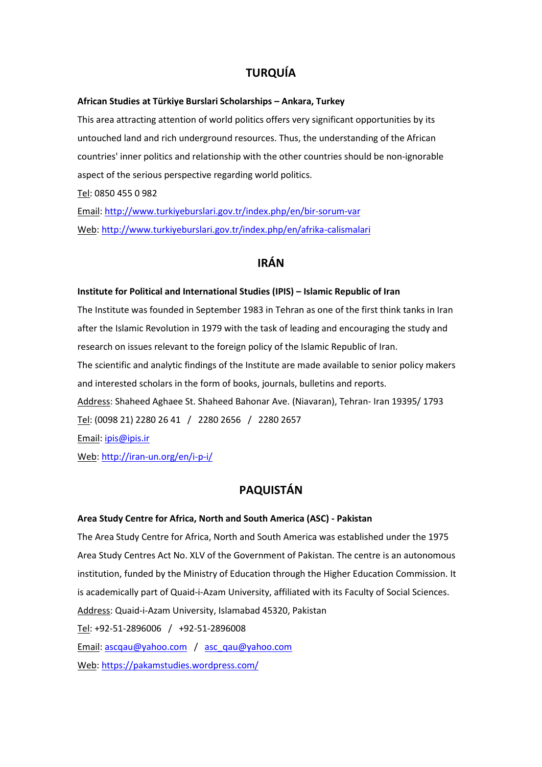## TURQUÍA

**African Studies at Türkiye Burslari Scholarships – Ankara, Turkey**

This area attracting attention of world politics offers very significant opportunities by its untouched land and rich underground resources. Thus, the understanding of the African countries' inner politics and relationship with the other countries should be non-ignorable aspect of the serious perspective regarding world politics.

Tel: 0850 455 0 982

Email: http://www.turkiyeburslari.gov.tr/index.php/en/bir-sorum-var

Web: http://www.turkiyeburslari.gov.tr/index.php/en/afrika-calismalari

## IRÁN

**Institute for Political and International Studies (IPIS) – Islamic Republic of Iran**

The Institute was founded in September 1983 in Tehran as one of the first think tanks in Iran after the Islamic Revolution in 1979 with the task of leading and encouraging the study and research on issues relevant to the foreign policy of the Islamic Republic of Iran.

The scientific and analytic findings of the Institute are made available to senior policy makers and interested scholars in the form of books, journals, bulletins and reports.

Address: Shaheed Aghaee St. Shaheed Bahonar Ave. (Niavaran), Tehran- Iran 19395/ 1793

Tel: (0098 21) 2280 26 41 / 2280 2656 / 2280 2657

Email: ipis@ipis.ir

Web: http://iran-un.org/en/i-p-i/

## PAQUISTÁN

**Area Study Centre for Africa, North and South America (ASC) - Pakistan**

The Area Study Centre for Africa, North and South America was established under the 1975 Area Study Centres Act No. XLV of the Government of Pakistan. The centre is an autonomous institution, funded by the Ministry of Education through the Higher Education Commission. It is academically part of Quaid-i-Azam University, affiliated with its Faculty of Social Sciences.

Address: Quaid-i-Azam University, Islamabad 45320, Pakistan

Tel: +92-51-2896006 / +92-51-2896008

Email: ascqau@yahoo.com / asc_qau@yahoo.com

Web: https://pakamstudies.wordpress.com/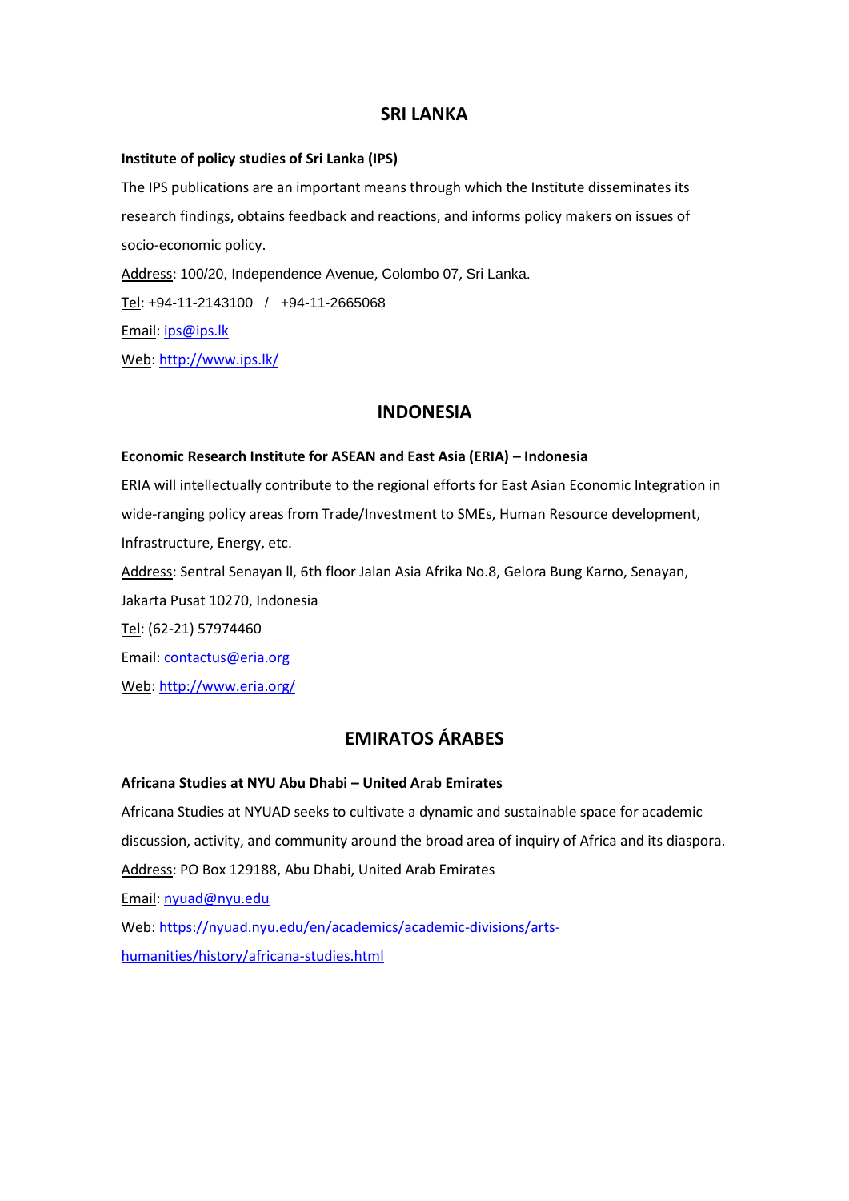## SRI LANKA

**Institute of policy studies of Sri Lanka (IPS)**

The IPS publications are an important means through which the Institute disseminates its research findings, obtains feedback and reactions, and informs policy makers on issues of socio-economic policy.

Address: 100/20, Independence Avenue, Colombo 07, Sri Lanka.

Tel: +94-11-2143100 / +94-11-2665068

Email: ips@ips.lk

Web: http://www.ips.lk/

## INDONESIA

**Economic Research Institute for ASEAN and East Asia (ERIA) – Indonesia**

ERIA will intellectually contribute to the regional efforts for East Asian Economic Integration in wide-ranging policy areas from Trade/Investment to SMEs, Human Resource development, Infrastructure, Energy, etc.

Address: Sentral Senayan ll, 6th floor Jalan Asia Afrika No.8, Gelora Bung Karno, Senayan, Jakarta Pusat 10270, Indonesia

Tel: (62-21) 57974460

Email: contactus@eria.org

Web: http://www.eria.org/

## EMIRATOS ÁRABES

**Africana Studies at NYU Abu Dhabi – United Arab Emirates**

Africana Studies at NYUAD seeks to cultivate a dynamic and sustainable space for academic discussion, activity, and community around the broad area of inquiry of Africa and its diaspora.

Address: PO Box 129188, Abu Dhabi, United Arab Emirates

Email: nyuad@nyu.edu

Web: https://nyuad.nyu.edu/en/academics/academic-divisions/arts-humanities/history/africana-studies.html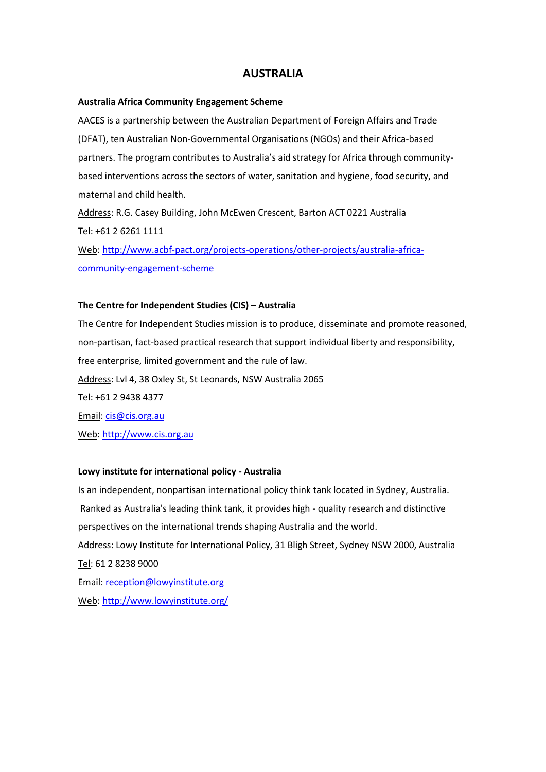# AUSTRALIA

**Australia Africa Community Engagement Scheme**

AACES is a partnership between the Australian Department of Foreign Affairs and Trade (DFAT), ten Australian Non-Governmental Organisations (NGOs) and their Africa-based partners. The program contributes to Australia's aid strategy for Africa through community-based interventions across the sectors of water, sanitation and hygiene, food security, and maternal and child health.

Address: R.G. Casey Building, John McEwen Crescent, Barton ACT 0221 Australia

Tel: +61 2 6261 1111

Web: http://www.acbf-pact.org/projects-operations/other-projects/australia-africa-community-engagement-scheme

**The Centre for Independent Studies (CIS) – Australia**

The Centre for Independent Studies mission is to produce, disseminate and promote reasoned, non-partisan, fact-based practical research that support individual liberty and responsibility, free enterprise, limited government and the rule of law.

Address: Lvl 4, 38 Oxley St, St Leonards, NSW Australia 2065

Tel: +61 2 9438 4377

Email: cis@cis.org.au

Web: http://www.cis.org.au

**Lowy institute for international policy - Australia**

Is an independent, nonpartisan international policy think tank located in Sydney, Australia. Ranked as Australia's leading think tank, it provides high - quality research and distinctive perspectives on the international trends shaping Australia and the world.

Address: Lowy Institute for International Policy, 31 Bligh Street, Sydney NSW 2000, Australia

Tel: 61 2 8238 9000

Email: reception@lowyinstitute.org

Web: http://www.lowyinstitute.org/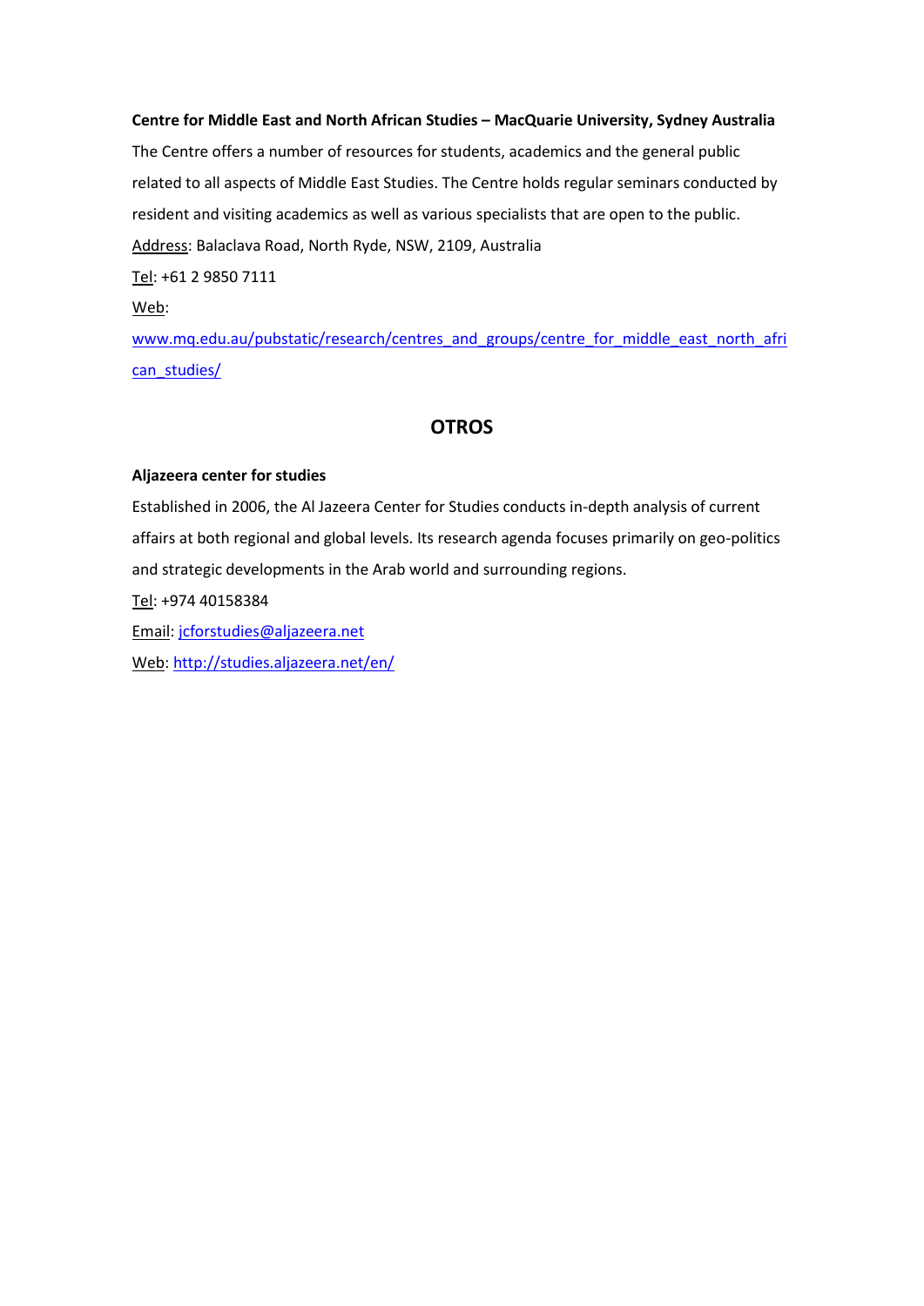**Centre for Middle East and North African Studies – MacQuarie University, Sydney Australia**

The Centre offers a number of resources for students, academics and the general public related to all aspects of Middle East Studies. The Centre holds regular seminars conducted by resident and visiting academics as well as various specialists that are open to the public.

Address: Balaclava Road, North Ryde, NSW, 2109, Australia

Tel: +61 2 9850 7111

Web: www.mq.edu.au/pubstatic/research/centres_and_groups/centre_for_middle_east_north_african_studies/

## OTROS

**Aljazeera center for studies**

Established in 2006, the Al Jazeera Center for Studies conducts in-depth analysis of current affairs at both regional and global levels. Its research agenda focuses primarily on geo-politics and strategic developments in the Arab world and surrounding regions.

Tel: +974 40158384

Email: jcforstudies@aljazeera.net

Web: http://studies.aljazeera.net/en/